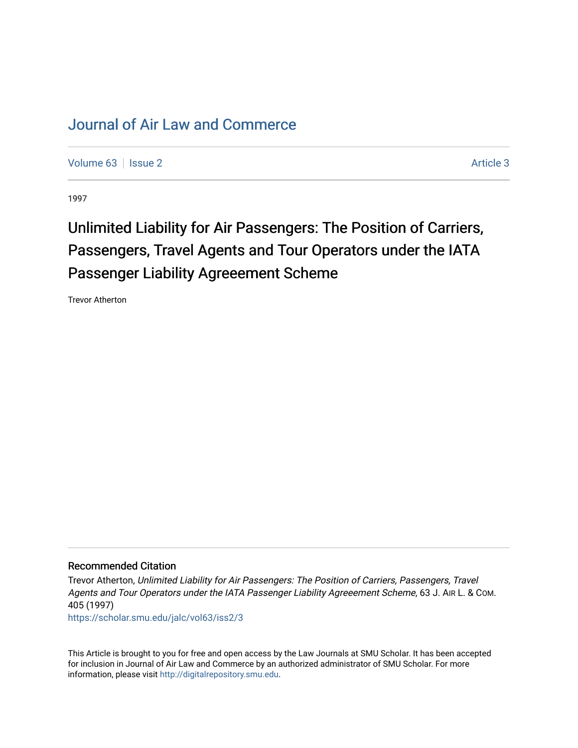# Journal of Air Law and Commerce

Volume 63 | Issue 2 | Article 3

1997

## Unlimited Liability for Air Passengers: The Position of Carriers, Passengers, Travel Agents and Tour Operators under the IATA Passenger Liability Agreeement Scheme

Trevor Atherton

### Recommended Citation

Trevor Atherton, *Unlimited Liability for Air Passengers: The Position of Carriers, Passengers, Travel Agents and Tour Operators under the IATA Passenger Liability Agreeement Scheme*, 63 J. AIR L. & COM. 405 (1997)

https://scholar.smu.edu/jalc/vol63/iss2/3

This Article is brought to you for free and open access by the Law Journals at SMU Scholar. It has been accepted for inclusion in Journal of Air Law and Commerce by an authorized administrator of SMU Scholar. For more information, please visit http://digitalrepository.smu.edu.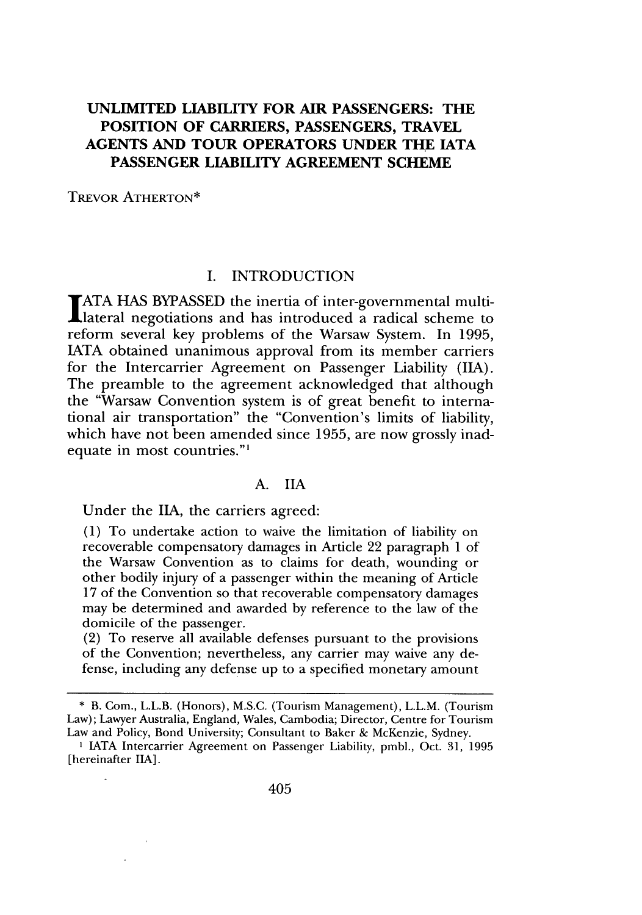# UNLIMITED LIABILITY FOR AIR PASSENGERS: THE POSITION OF CARRIERS, PASSENGERS, TRAVEL AGENTS AND TOUR OPERATORS UNDER THE IATA PASSENGER LIABILITY AGREEMENT SCHEME

TREVOR ATHERTON*

## I. INTRODUCTION

IATA HAS BYPASSED the inertia of inter-governmental multilateral negotiations and has introduced a radical scheme to reform several key problems of the Warsaw System. In 1995, IATA obtained unanimous approval from its member carriers for the Intercarrier Agreement on Passenger Liability (IIA). The preamble to the agreement acknowledged that although the "Warsaw Convention system is of great benefit to international air transportation" the "Convention's limits of liability, which have not been amended since 1955, are now grossly inadequate in most countries."[1]

### A. IIA

Under the IIA, the carriers agreed:

> (1) To undertake action to waive the limitation of liability on recoverable compensatory damages in Article 22 paragraph 1 of the Warsaw Convention as to claims for death, wounding or other bodily injury of a passenger within the meaning of Article 17 of the Convention so that recoverable compensatory damages may be determined and awarded by reference to the law of the domicile of the passenger.
>
> (2) To reserve all available defenses pursuant to the provisions of the Convention; nevertheless, any carrier may waive any defense, including any defense up to a specified monetary amount

---

\* B. Com., L.L.B. (Honors), M.S.C. (Tourism Management), L.L.M. (Tourism Law); Lawyer Australia, England, Wales, Cambodia; Director, Centre for Tourism Law and Policy, Bond University; Consultant to Baker & McKenzie, Sydney.

[1] IATA Intercarrier Agreement on Passenger Liability, pmbl., Oct. 31, 1995 [hereinafter IIA].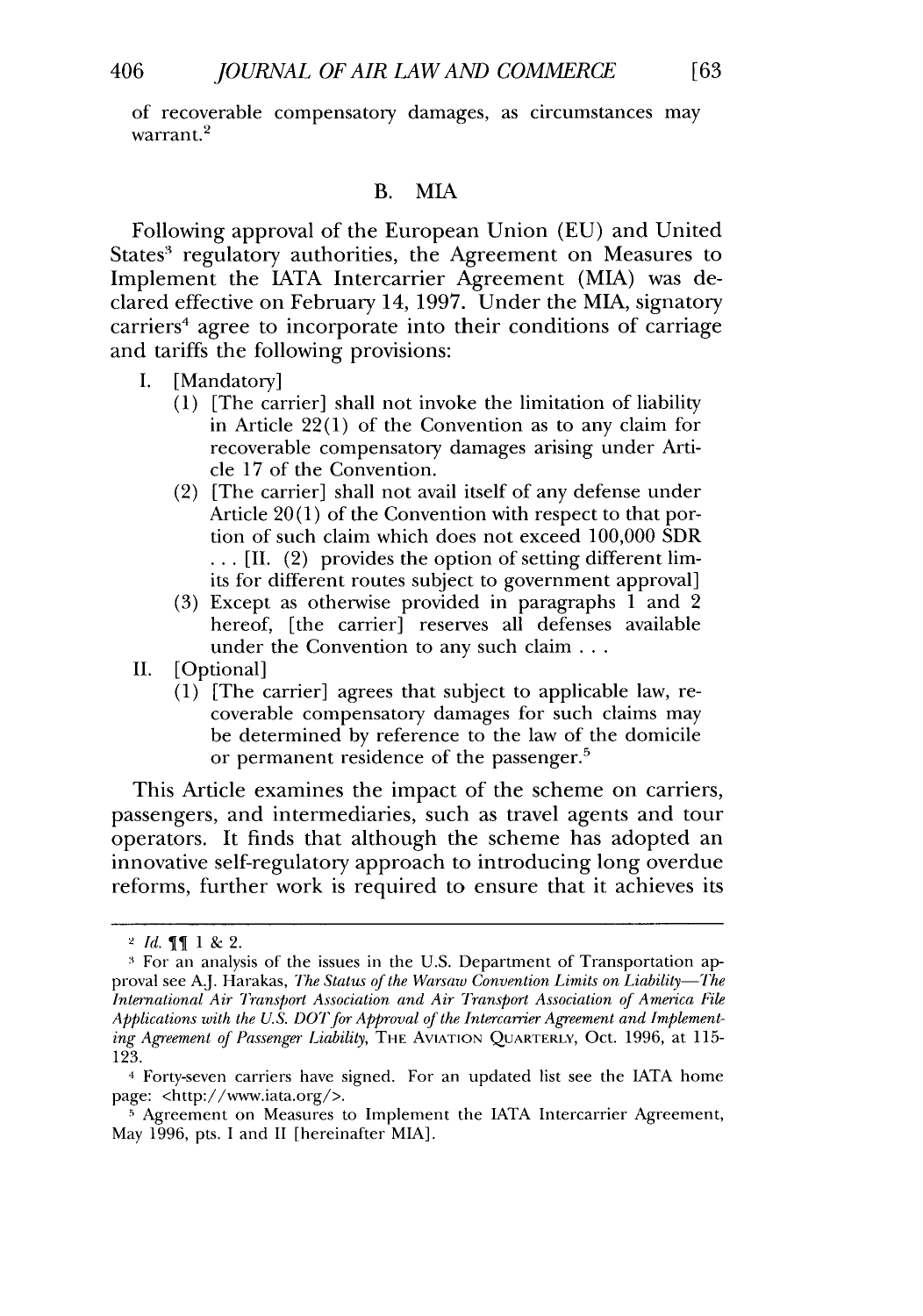of recoverable compensatory damages, as circumstances may warrant.[2]

### B. MIA

Following approval of the European Union (EU) and United States[3] regulatory authorities, the Agreement on Measures to Implement the IATA Intercarrier Agreement (MIA) was declared effective on February 14, 1997. Under the MIA, signatory carriers[4] agree to incorporate into their conditions of carriage and tariffs the following provisions:

I. [Mandatory]
   (1) [The carrier] shall not invoke the limitation of liability in Article 22(1) of the Convention as to any claim for recoverable compensatory damages arising under Article 17 of the Convention.
   (2) [The carrier] shall not avail itself of any defense under Article 20(1) of the Convention with respect to that portion of such claim which does not exceed 100,000 SDR . . . [II. (2) provides the option of setting different limits for different routes subject to government approval]
   (3) Except as otherwise provided in paragraphs 1 and 2 hereof, [the carrier] reserves all defenses available under the Convention to any such claim . . .

II. [Optional]
   (1) [The carrier] agrees that subject to applicable law, recoverable compensatory damages for such claims may be determined by reference to the law of the domicile or permanent residence of the passenger.[5]

This Article examines the impact of the scheme on carriers, passengers, and intermediaries, such as travel agents and tour operators. It finds that although the scheme has adopted an innovative self-regulatory approach to introducing long overdue reforms, further work is required to ensure that it achieves its

---

[2] *Id.* ¶¶ 1 & 2.

[3] For an analysis of the issues in the U.S. Department of Transportation approval see A.J. Harakas, *The Status of the Warsaw Convention Limits on Liability—The International Air Transport Association and Air Transport Association of America File Applications with the U.S. DOT for Approval of the Intercarrier Agreement and Implementing Agreement of Passenger Liability*, THE AVIATION QUARTERLY, Oct. 1996, at 115-123.

[4] Forty-seven carriers have signed. For an updated list see the IATA home page: <http://www.iata.org/>.

[5] Agreement on Measures to Implement the IATA Intercarrier Agreement, May 1996, pts. I and II [hereinafter MIA].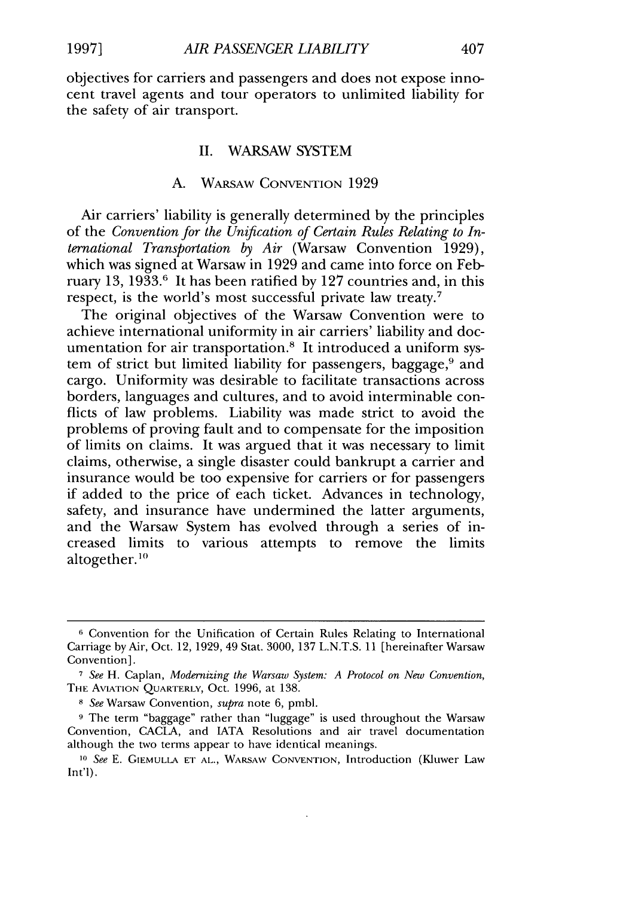objectives for carriers and passengers and does not expose innocent travel agents and tour operators to unlimited liability for the safety of air transport.

## II. WARSAW SYSTEM

### A. WARSAW CONVENTION 1929

Air carriers' liability is generally determined by the principles of the *Convention for the Unification of Certain Rules Relating to International Transportation by Air* (Warsaw Convention 1929), which was signed at Warsaw in 1929 and came into force on February 13, 1933.[6] It has been ratified by 127 countries and, in this respect, is the world's most successful private law treaty.[7]

The original objectives of the Warsaw Convention were to achieve international uniformity in air carriers' liability and documentation for air transportation.[8] It introduced a uniform system of strict but limited liability for passengers, baggage,[9] and cargo. Uniformity was desirable to facilitate transactions across borders, languages and cultures, and to avoid interminable conflicts of law problems. Liability was made strict to avoid the problems of proving fault and to compensate for the imposition of limits on claims. It was argued that it was necessary to limit claims, otherwise, a single disaster could bankrupt a carrier and insurance would be too expensive for carriers or for passengers if added to the price of each ticket. Advances in technology, safety, and insurance have undermined the latter arguments, and the Warsaw System has evolved through a series of increased limits to various attempts to remove the limits altogether.[10]

---

[6] Convention for the Unification of Certain Rules Relating to International Carriage by Air, Oct. 12, 1929, 49 Stat. 3000, 137 L.N.T.S. 11 [hereinafter Warsaw Convention].

[7] *See* H. Caplan, *Modernizing the Warsaw System: A Protocol on New Convention*, THE AVIATION QUARTERLY, Oct. 1996, at 138.

[8] *See* Warsaw Convention, *supra* note 6, pmbl.

[9] The term "baggage" rather than "luggage" is used throughout the Warsaw Convention, CACLA, and IATA Resolutions and air travel documentation although the two terms appear to have identical meanings.

[10] *See* E. GIEMULLA ET AL., WARSAW CONVENTION, Introduction (Kluwer Law Int'l).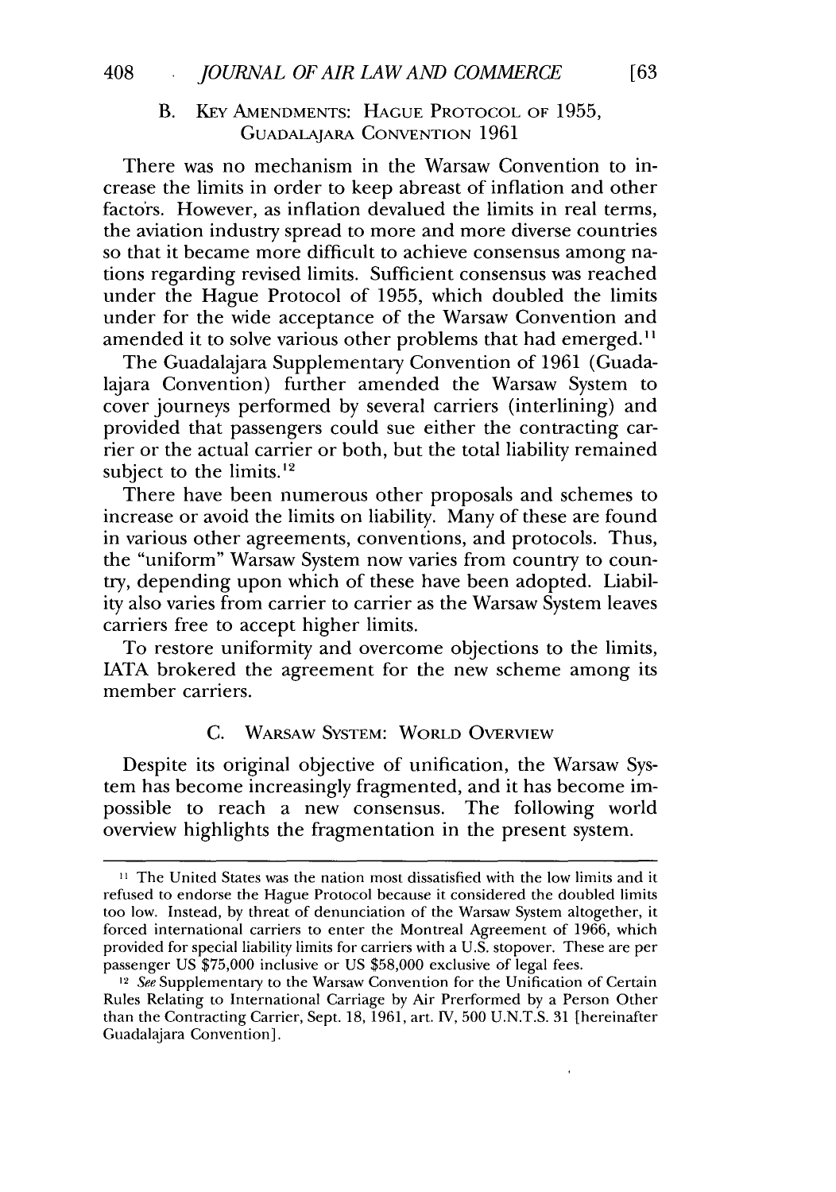### B. Key Amendments: Hague Protocol of 1955, Guadalajara Convention 1961

There was no mechanism in the Warsaw Convention to increase the limits in order to keep abreast of inflation and other factors. However, as inflation devalued the limits in real terms, the aviation industry spread to more and more diverse countries so that it became more difficult to achieve consensus among nations regarding revised limits. Sufficient consensus was reached under the Hague Protocol of 1955, which doubled the limits under for the wide acceptance of the Warsaw Convention and amended it to solve various other problems that had emerged.[11]

The Guadalajara Supplementary Convention of 1961 (Guadalajara Convention) further amended the Warsaw System to cover journeys performed by several carriers (interlining) and provided that passengers could sue either the contracting carrier or the actual carrier or both, but the total liability remained subject to the limits.[12]

There have been numerous other proposals and schemes to increase or avoid the limits on liability. Many of these are found in various other agreements, conventions, and protocols. Thus, the "uniform" Warsaw System now varies from country to country, depending upon which of these have been adopted. Liability also varies from carrier to carrier as the Warsaw System leaves carriers free to accept higher limits.

To restore uniformity and overcome objections to the limits, IATA brokered the agreement for the new scheme among its member carriers.

### C. Warsaw System: World Overview

Despite its original objective of unification, the Warsaw System has become increasingly fragmented, and it has become impossible to reach a new consensus. The following world overview highlights the fragmentation in the present system.

---

[11] The United States was the nation most dissatisfied with the low limits and it refused to endorse the Hague Protocol because it considered the doubled limits too low. Instead, by threat of denunciation of the Warsaw System altogether, it forced international carriers to enter the Montreal Agreement of 1966, which provided for special liability limits for carriers with a U.S. stopover. These are per passenger US $75,000 inclusive or US $58,000 exclusive of legal fees.

[12] *See* Supplementary to the Warsaw Convention for the Unification of Certain Rules Relating to International Carriage by Air Prerformed by a Person Other than the Contracting Carrier, Sept. 18, 1961, art. IV, 500 U.N.T.S. 31 [hereinafter Guadalajara Convention].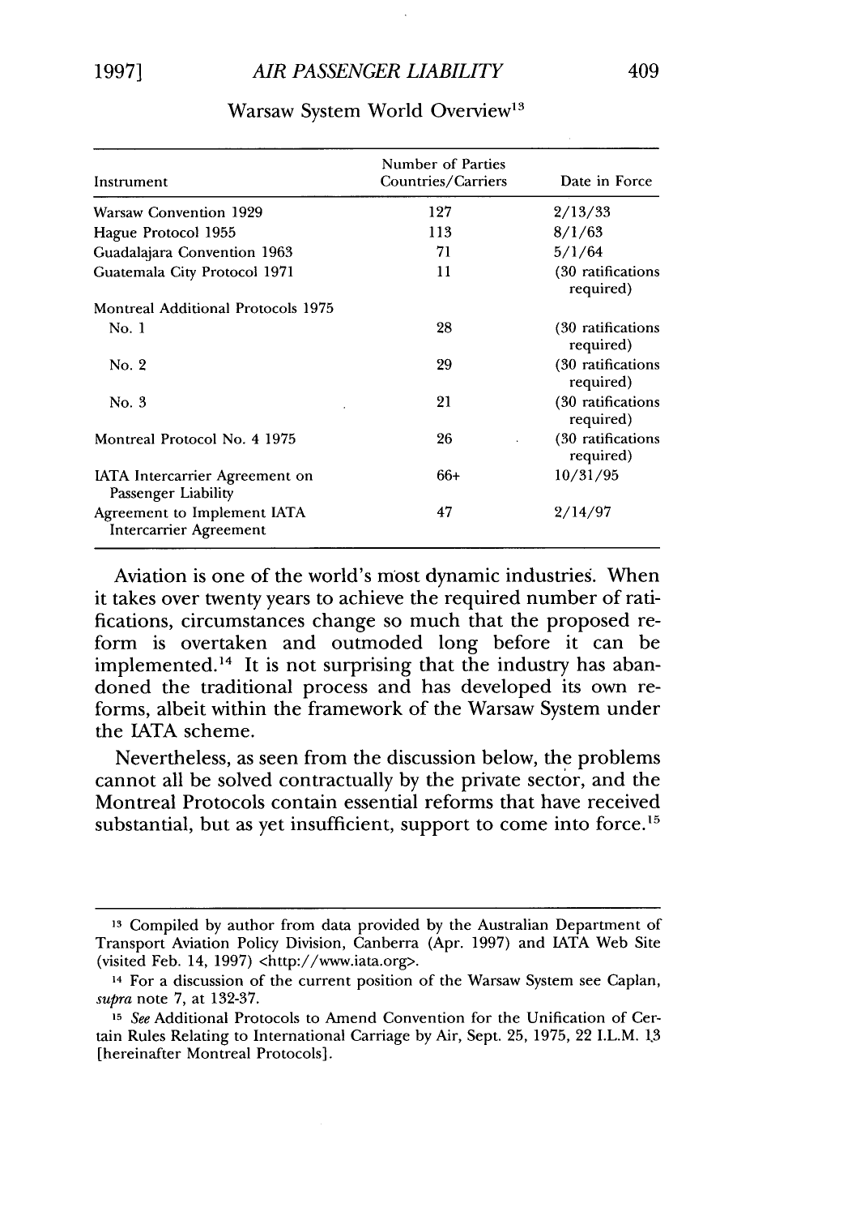Warsaw System World Overview[13]

| Instrument | Number of Parties Countries/Carriers | Date in Force |
|---|---|---|
| Warsaw Convention 1929 | 127 | 2/13/33 |
| Hague Protocol 1955 | 113 | 8/1/63 |
| Guadalajara Convention 1963 | 71 | 5/1/64 |
| Guatemala City Protocol 1971 | 11 | (30 ratifications required) |
| Montreal Additional Protocols 1975 | | |
| No. 1 | 28 | (30 ratifications required) |
| No. 2 | 29 | (30 ratifications required) |
| No. 3 | 21 | (30 ratifications required) |
| Montreal Protocol No. 4 1975 | 26 | (30 ratifications required) |
| IATA Intercarrier Agreement on Passenger Liability | 66+ | 10/31/95 |
| Agreement to Implement IATA Intercarrier Agreement | 47 | 2/14/97 |

Aviation is one of the world's most dynamic industries. When it takes over twenty years to achieve the required number of ratifications, circumstances change so much that the proposed reform is overtaken and outmoded long before it can be implemented.[14] It is not surprising that the industry has abandoned the traditional process and has developed its own reforms, albeit within the framework of the Warsaw System under the IATA scheme.

Nevertheless, as seen from the discussion below, the problems cannot all be solved contractually by the private sector, and the Montreal Protocols contain essential reforms that have received substantial, but as yet insufficient, support to come into force.[15]

---

[13] Compiled by author from data provided by the Australian Department of Transport Aviation Policy Division, Canberra (Apr. 1997) and IATA Web Site (visited Feb. 14, 1997) <http://www.iata.org>.

[14] For a discussion of the current position of the Warsaw System see Caplan, *supra* note 7, at 132-37.

[15] *See* Additional Protocols to Amend Convention for the Unification of Certain Rules Relating to International Carriage by Air, Sept. 25, 1975, 22 I.L.M. 13 [hereinafter Montreal Protocols].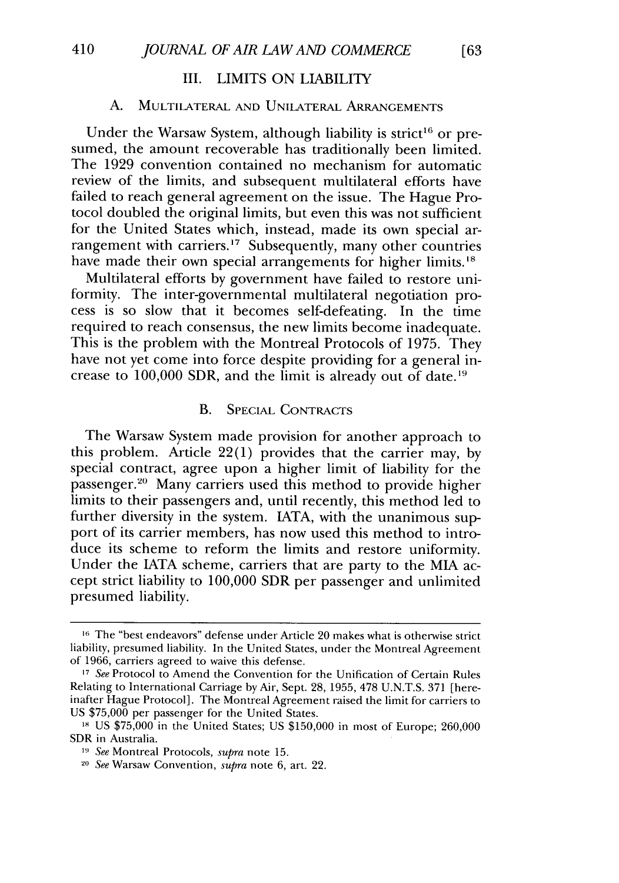## III. LIMITS ON LIABILITY

### A. MULTILATERAL AND UNILATERAL ARRANGEMENTS

Under the Warsaw System, although liability is strict[16] or presumed, the amount recoverable has traditionally been limited. The 1929 convention contained no mechanism for automatic review of the limits, and subsequent multilateral efforts have failed to reach general agreement on the issue. The Hague Protocol doubled the original limits, but even this was not sufficient for the United States which, instead, made its own special arrangement with carriers.[17] Subsequently, many other countries have made their own special arrangements for higher limits.[18]

Multilateral efforts by government have failed to restore uniformity. The inter-governmental multilateral negotiation process is so slow that it becomes self-defeating. In the time required to reach consensus, the new limits become inadequate. This is the problem with the Montreal Protocols of 1975. They have not yet come into force despite providing for a general increase to 100,000 SDR, and the limit is already out of date.[19]

### B. SPECIAL CONTRACTS

The Warsaw System made provision for another approach to this problem. Article 22(1) provides that the carrier may, by special contract, agree upon a higher limit of liability for the passenger.[20] Many carriers used this method to provide higher limits to their passengers and, until recently, this method led to further diversity in the system. IATA, with the unanimous support of its carrier members, has now used this method to introduce its scheme to reform the limits and restore uniformity. Under the IATA scheme, carriers that are party to the MIA accept strict liability to 100,000 SDR per passenger and unlimited presumed liability.

---

[16] The "best endeavors" defense under Article 20 makes what is otherwise strict liability, presumed liability. In the United States, under the Montreal Agreement of 1966, carriers agreed to waive this defense.

[17] *See* Protocol to Amend the Convention for the Unification of Certain Rules Relating to International Carriage by Air, Sept. 28, 1955, 478 U.N.T.S. 371 [hereinafter Hague Protocol]. The Montreal Agreement raised the limit for carriers to US $75,000 per passenger for the United States.

[18] US $75,000 in the United States; US $150,000 in most of Europe; 260,000 SDR in Australia.

[19] *See* Montreal Protocols, *supra* note 15.

[20] *See* Warsaw Convention, *supra* note 6, art. 22.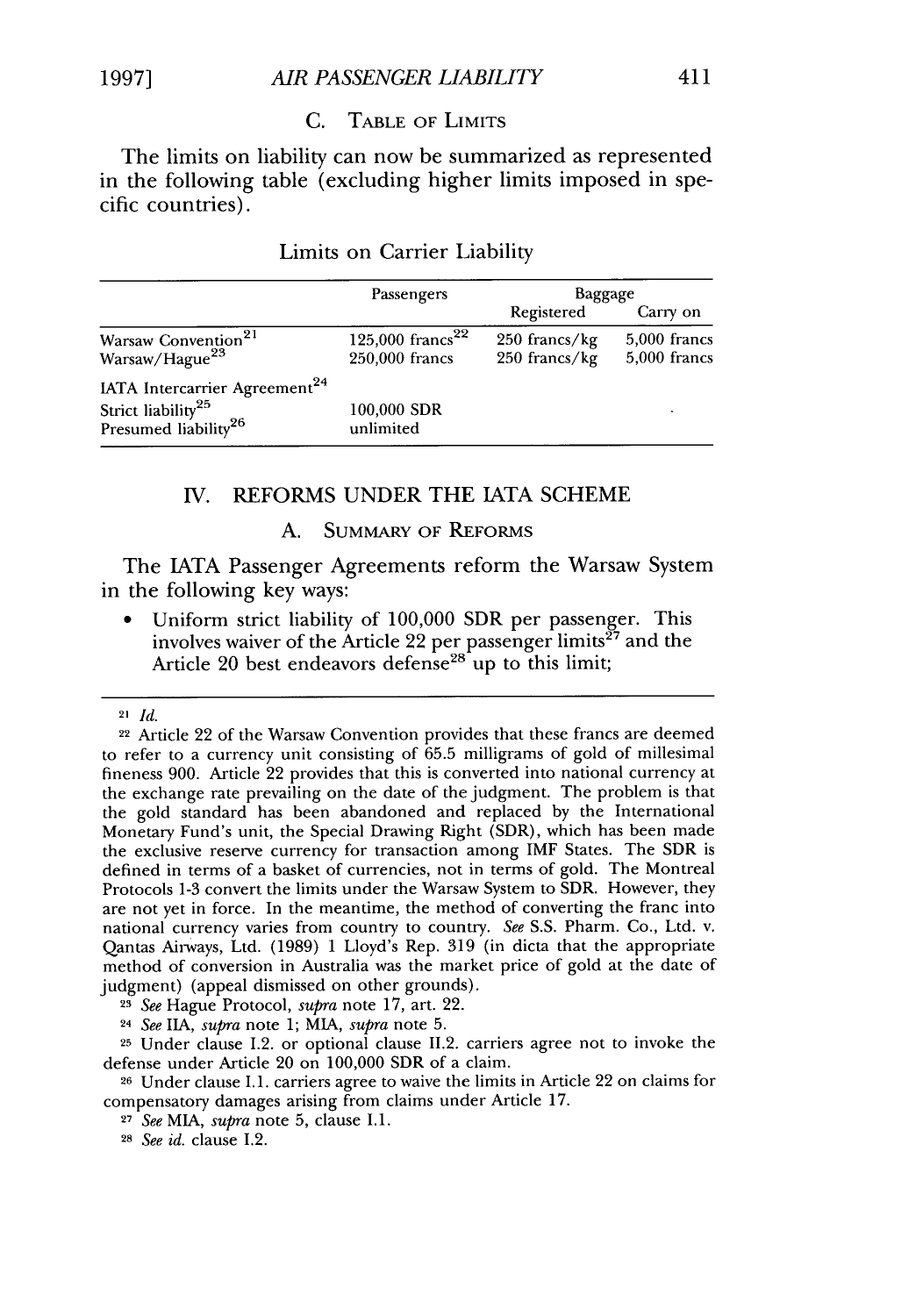### C. Table of Limits

The limits on liability can now be summarized as represented in the following table (excluding higher limits imposed in specific countries).

Limits on Carrier Liability

| | Passengers | Baggage | |
|---|---|---|---|
| | | Registered | Carry on |
| Warsaw Convention[21] | 125,000 francs[22] | 250 francs/kg | 5,000 francs |
| Warsaw/Hague[23] | 250,000 francs | 250 francs/kg | 5,000 francs |
| IATA Intercarrier Agreement[24] | | | |
| Strict liability[25] | 100,000 SDR | | |
| Presumed liability[26] | unlimited | | |

## IV. REFORMS UNDER THE IATA SCHEME

### A. Summary of Reforms

The IATA Passenger Agreements reform the Warsaw System in the following key ways:

- Uniform strict liability of 100,000 SDR per passenger. This involves waiver of the Article 22 per passenger limits[27] and the Article 20 best endeavors defense[28] up to this limit;

---

[21] *Id.*

[22] Article 22 of the Warsaw Convention provides that these francs are deemed to refer to a currency unit consisting of 65.5 milligrams of gold of millesimal fineness 900. Article 22 provides that this is converted into national currency at the exchange rate prevailing on the date of the judgment. The problem is that the gold standard has been abandoned and replaced by the International Monetary Fund's unit, the Special Drawing Right (SDR), which has been made the exclusive reserve currency for transaction among IMF States. The SDR is defined in terms of a basket of currencies, not in terms of gold. The Montreal Protocols 1-3 convert the limits under the Warsaw System to SDR. However, they are not yet in force. In the meantime, the method of converting the franc into national currency varies from country to country. *See* S.S. Pharm. Co., Ltd. v. Qantas Airways, Ltd. (1989) 1 Lloyd's Rep. 319 (in dicta that the appropriate method of conversion in Australia was the market price of gold at the date of judgment) (appeal dismissed on other grounds).

[23] *See* Hague Protocol, *supra* note 17, art. 22.

[24] *See* IIA, *supra* note 1; MIA, *supra* note 5.

[25] Under clause I.2. or optional clause II.2. carriers agree not to invoke the defense under Article 20 on 100,000 SDR of a claim.

[26] Under clause I.1. carriers agree to waive the limits in Article 22 on claims for compensatory damages arising from claims under Article 17.

[27] *See* MIA, *supra* note 5, clause I.1.

[28] *See id.* clause I.2.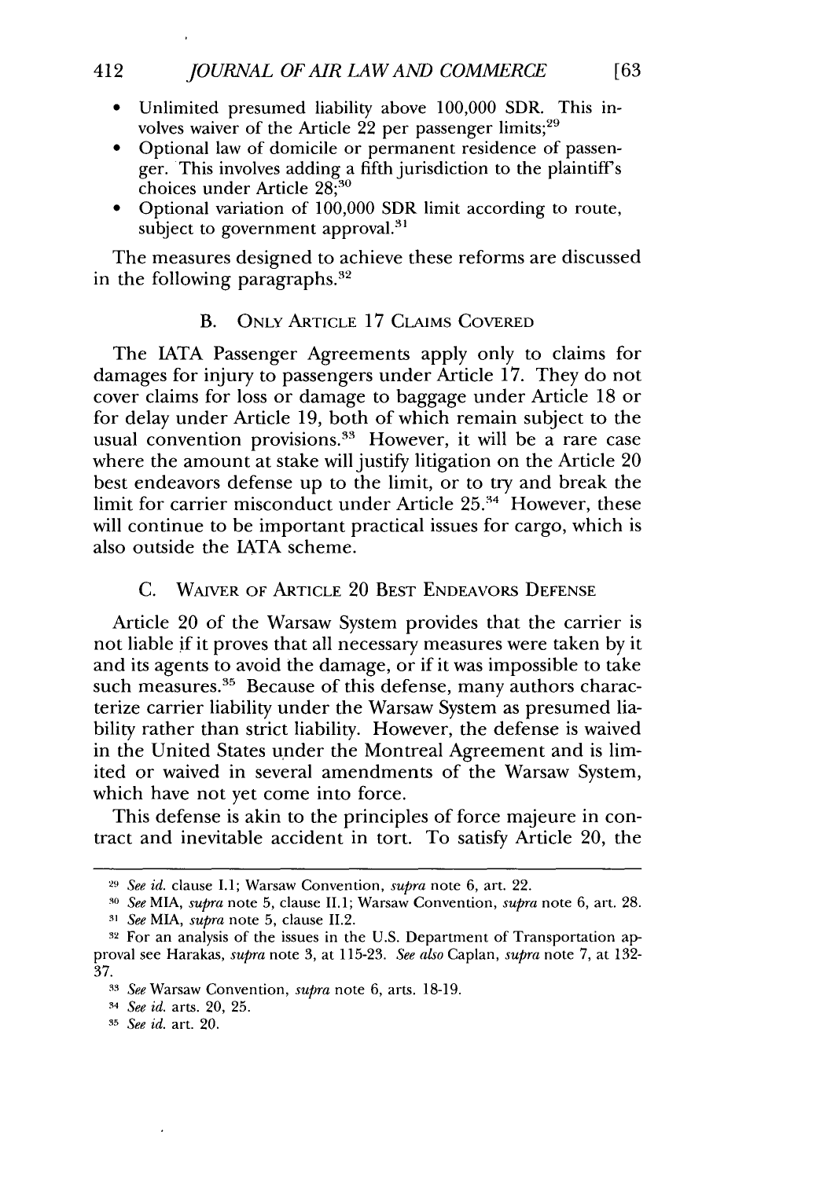- Unlimited presumed liability above 100,000 SDR. This involves waiver of the Article 22 per passenger limits;[29]
- Optional law of domicile or permanent residence of passenger. This involves adding a fifth jurisdiction to the plaintiff's choices under Article 28;[30]
- Optional variation of 100,000 SDR limit according to route, subject to government approval.[31]

The measures designed to achieve these reforms are discussed in the following paragraphs.[32]

### B. ONLY ARTICLE 17 CLAIMS COVERED

The IATA Passenger Agreements apply only to claims for damages for injury to passengers under Article 17. They do not cover claims for loss or damage to baggage under Article 18 or for delay under Article 19, both of which remain subject to the usual convention provisions.[33] However, it will be a rare case where the amount at stake will justify litigation on the Article 20 best endeavors defense up to the limit, or to try and break the limit for carrier misconduct under Article 25.[34] However, these will continue to be important practical issues for cargo, which is also outside the IATA scheme.

### C. WAIVER OF ARTICLE 20 BEST ENDEAVORS DEFENSE

Article 20 of the Warsaw System provides that the carrier is not liable if it proves that all necessary measures were taken by it and its agents to avoid the damage, or if it was impossible to take such measures.[35] Because of this defense, many authors characterize carrier liability under the Warsaw System as presumed liability rather than strict liability. However, the defense is waived in the United States under the Montreal Agreement and is limited or waived in several amendments of the Warsaw System, which have not yet come into force.

This defense is akin to the principles of force majeure in contract and inevitable accident in tort. To satisfy Article 20, the

---

[29] *See id.* clause I.1; Warsaw Convention, *supra* note 6, art. 22.

[30] *See* MIA, *supra* note 5, clause II.1; Warsaw Convention, *supra* note 6, art. 28.

[31] *See* MIA, *supra* note 5, clause II.2.

[32] For an analysis of the issues in the U.S. Department of Transportation approval see Harakas, *supra* note 3, at 115-23. *See also* Caplan, *supra* note 7, at 132-37.

[33] *See* Warsaw Convention, *supra* note 6, arts. 18-19.

[34] *See id.* arts. 20, 25.

[35] *See id.* art. 20.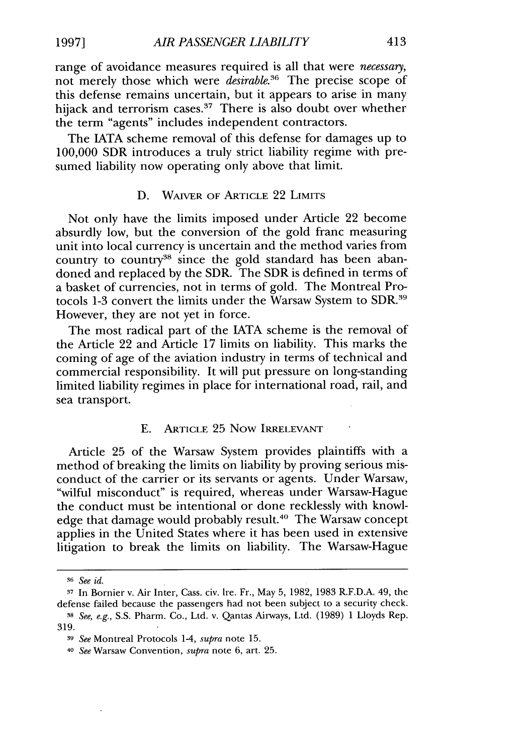range of avoidance measures required is all that were *necessary*, not merely those which were *desirable*.[36] The precise scope of this defense remains uncertain, but it appears to arise in many hijack and terrorism cases.[37] There is also doubt over whether the term "agents" includes independent contractors.

The IATA scheme removal of this defense for damages up to 100,000 SDR introduces a truly strict liability regime with presumed liability now operating only above that limit.

### D. Waiver of Article 22 Limits

Not only have the limits imposed under Article 22 become absurdly low, but the conversion of the gold franc measuring unit into local currency is uncertain and the method varies from country to country[38] since the gold standard has been abandoned and replaced by the SDR. The SDR is defined in terms of a basket of currencies, not in terms of gold. The Montreal Protocols 1-3 convert the limits under the Warsaw System to SDR.[39] However, they are not yet in force.

The most radical part of the IATA scheme is the removal of the Article 22 and Article 17 limits on liability. This marks the coming of age of the aviation industry in terms of technical and commercial responsibility. It will put pressure on long-standing limited liability regimes in place for international road, rail, and sea transport.

### E. Article 25 Now Irrelevant

Article 25 of the Warsaw System provides plaintiffs with a method of breaking the limits on liability by proving serious misconduct of the carrier or its servants or agents. Under Warsaw, "wilful misconduct" is required, whereas under Warsaw-Hague the conduct must be intentional or done recklessly with knowledge that damage would probably result.[40] The Warsaw concept applies in the United States where it has been used in extensive litigation to break the limits on liability. The Warsaw-Hague

---

[36] *See id.*

[37] In Bornier v. Air Inter, Cass. civ. 1re. Fr., May 5, 1982, 1983 R.F.D.A. 49, the defense failed because the passengers had not been subject to a security check.

[38] *See, e.g.*, S.S. Pharm. Co., Ltd. v. Qantas Airways, Ltd. (1989) 1 Lloyds Rep. 319.

[39] *See* Montreal Protocols 1-4, *supra* note 15.

[40] *See* Warsaw Convention, *supra* note 6, art. 25.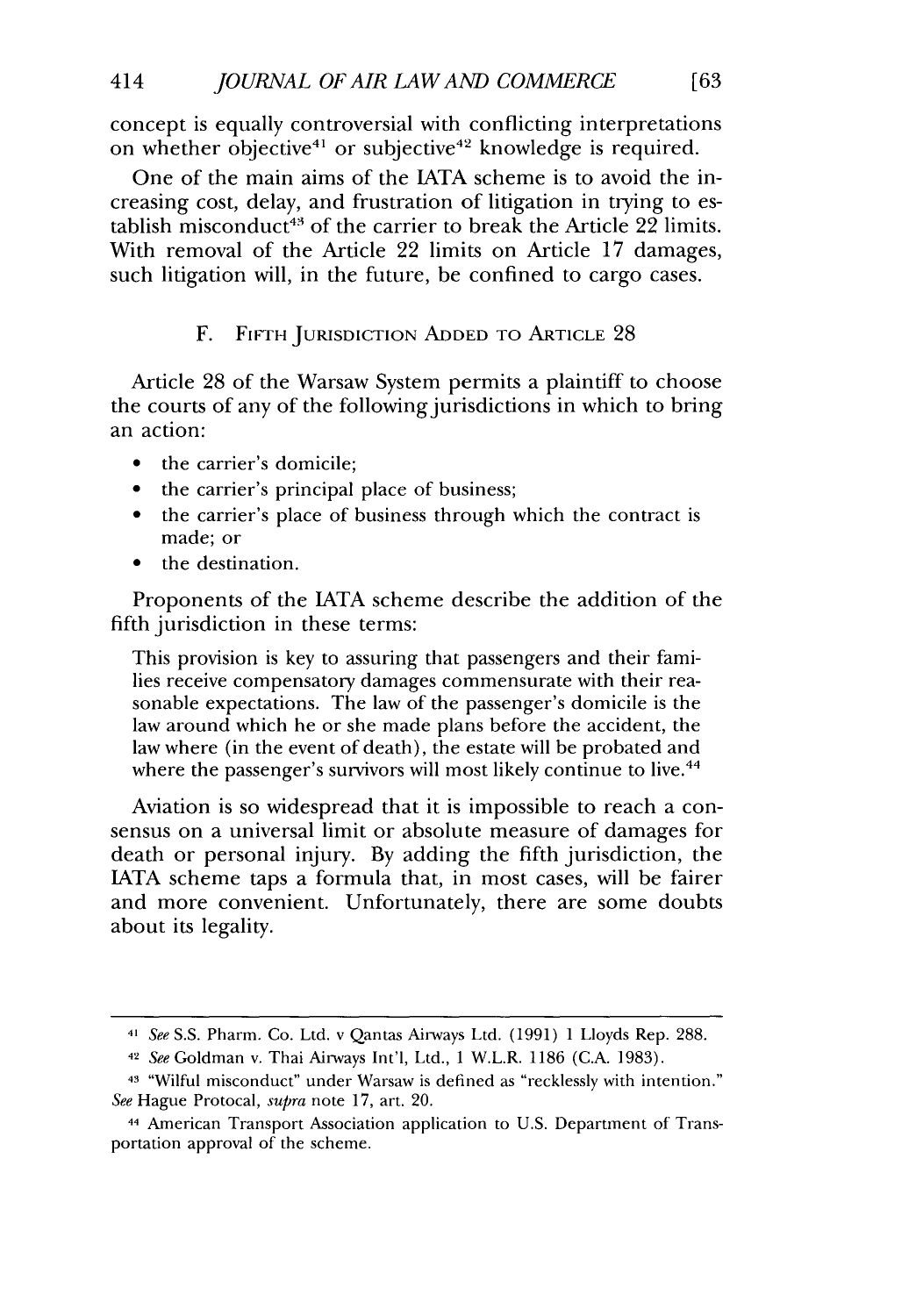concept is equally controversial with conflicting interpretations on whether objective[41] or subjective[42] knowledge is required.

One of the main aims of the IATA scheme is to avoid the increasing cost, delay, and frustration of litigation in trying to establish misconduct[43] of the carrier to break the Article 22 limits. With removal of the Article 22 limits on Article 17 damages, such litigation will, in the future, be confined to cargo cases.

### F. Fifth Jurisdiction Added to Article 28

Article 28 of the Warsaw System permits a plaintiff to choose the courts of any of the following jurisdictions in which to bring an action:

- the carrier's domicile;
- the carrier's principal place of business;
- the carrier's place of business through which the contract is made; or
- the destination.

Proponents of the IATA scheme describe the addition of the fifth jurisdiction in these terms:

> This provision is key to assuring that passengers and their families receive compensatory damages commensurate with their reasonable expectations. The law of the passenger's domicile is the law around which he or she made plans before the accident, the law where (in the event of death), the estate will be probated and where the passenger's survivors will most likely continue to live.[44]

Aviation is so widespread that it is impossible to reach a consensus on a universal limit or absolute measure of damages for death or personal injury. By adding the fifth jurisdiction, the IATA scheme taps a formula that, in most cases, will be fairer and more convenient. Unfortunately, there are some doubts about its legality.

---

[41] *See* S.S. Pharm. Co. Ltd. v Qantas Airways Ltd. (1991) 1 Lloyds Rep. 288.

[42] *See* Goldman v. Thai Airways Int'l, Ltd., 1 W.L.R. 1186 (C.A. 1983).

[43] "Wilful misconduct" under Warsaw is defined as "recklessly with intention." *See* Hague Protocal, *supra* note 17, art. 20.

[44] American Transport Association application to U.S. Department of Transportation approval of the scheme.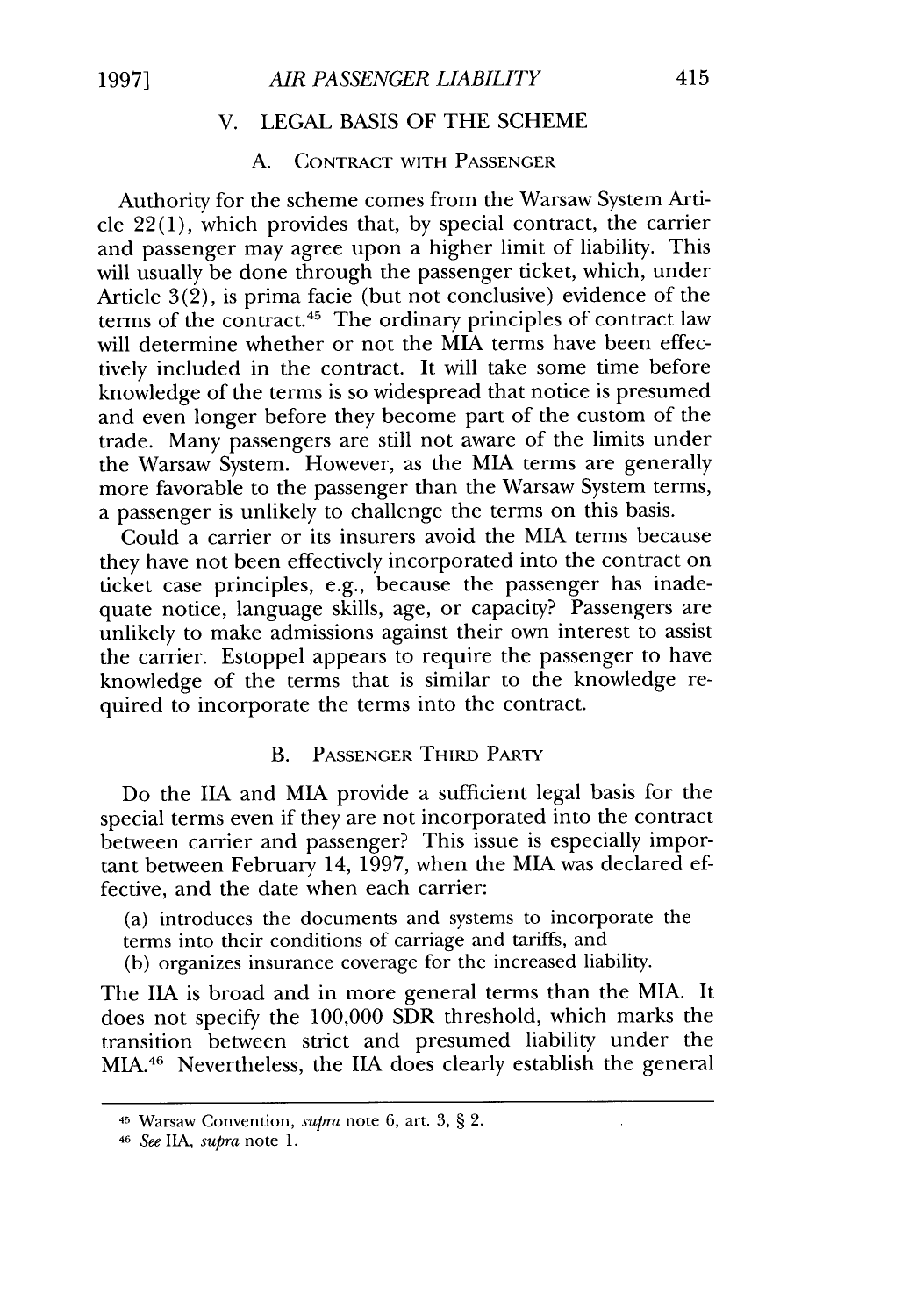## V. LEGAL BASIS OF THE SCHEME

### A. CONTRACT WITH PASSENGER

Authority for the scheme comes from the Warsaw System Article 22(1), which provides that, by special contract, the carrier and passenger may agree upon a higher limit of liability. This will usually be done through the passenger ticket, which, under Article 3(2), is prima facie (but not conclusive) evidence of the terms of the contract.[45] The ordinary principles of contract law will determine whether or not the MIA terms have been effectively included in the contract. It will take some time before knowledge of the terms is so widespread that notice is presumed and even longer before they become part of the custom of the trade. Many passengers are still not aware of the limits under the Warsaw System. However, as the MIA terms are generally more favorable to the passenger than the Warsaw System terms, a passenger is unlikely to challenge the terms on this basis.

Could a carrier or its insurers avoid the MIA terms because they have not been effectively incorporated into the contract on ticket case principles, e.g., because the passenger has inadequate notice, language skills, age, or capacity? Passengers are unlikely to make admissions against their own interest to assist the carrier. Estoppel appears to require the passenger to have knowledge of the terms that is similar to the knowledge required to incorporate the terms into the contract.

### B. PASSENGER THIRD PARTY

Do the IIA and MIA provide a sufficient legal basis for the special terms even if they are not incorporated into the contract between carrier and passenger? This issue is especially important between February 14, 1997, when the MIA was declared effective, and the date when each carrier:

(a) introduces the documents and systems to incorporate the terms into their conditions of carriage and tariffs, and
(b) organizes insurance coverage for the increased liability.

The IIA is broad and in more general terms than the MIA. It does not specify the 100,000 SDR threshold, which marks the transition between strict and presumed liability under the MIA.[46] Nevertheless, the IIA does clearly establish the general

---

[45] Warsaw Convention, *supra* note 6, art. 3, § 2.

[46] *See* IIA, *supra* note 1.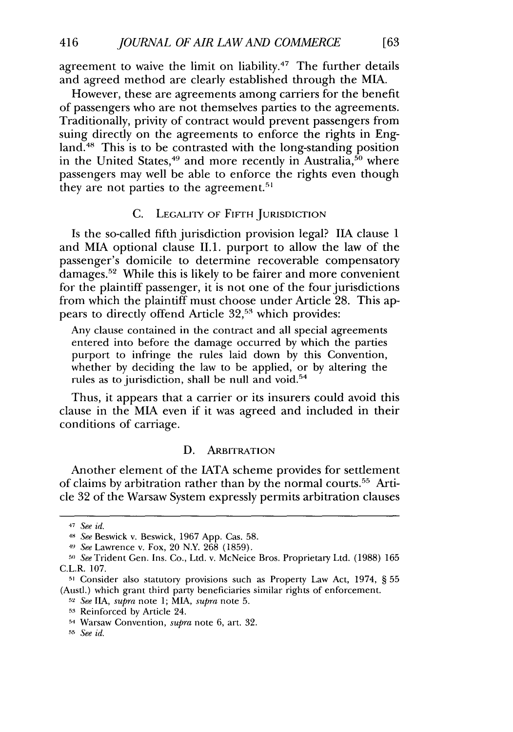agreement to waive the limit on liability.[47] The further details and agreed method are clearly established through the MIA.

However, these are agreements among carriers for the benefit of passengers who are not themselves parties to the agreements. Traditionally, privity of contract would prevent passengers from suing directly on the agreements to enforce the rights in England.[48] This is to be contrasted with the long-standing position in the United States,[49] and more recently in Australia,[50] where passengers may well be able to enforce the rights even though they are not parties to the agreement.[51]

### C. Legality of Fifth Jurisdiction

Is the so-called fifth jurisdiction provision legal? IIA clause 1 and MIA optional clause II.1. purport to allow the law of the passenger's domicile to determine recoverable compensatory damages.[52] While this is likely to be fairer and more convenient for the plaintiff passenger, it is not one of the four jurisdictions from which the plaintiff must choose under Article 28. This appears to directly offend Article 32,[53] which provides:

> Any clause contained in the contract and all special agreements entered into before the damage occurred by which the parties purport to infringe the rules laid down by this Convention, whether by deciding the law to be applied, or by altering the rules as to jurisdiction, shall be null and void.[54]

Thus, it appears that a carrier or its insurers could avoid this clause in the MIA even if it was agreed and included in their conditions of carriage.

### D. Arbitration

Another element of the IATA scheme provides for settlement of claims by arbitration rather than by the normal courts.[55] Article 32 of the Warsaw System expressly permits arbitration clauses

---

[47] *See id.*

[48] *See* Beswick v. Beswick, 1967 App. Cas. 58.

[49] *See* Lawrence v. Fox, 20 N.Y. 268 (1859).

[50] *See* Trident Gen. Ins. Co., Ltd. v. McNeice Bros. Proprietary Ltd. (1988) 165 C.L.R. 107.

[51] Consider also statutory provisions such as Property Law Act, 1974, § 55 (Austl.) which grant third party beneficiaries similar rights of enforcement.

[52] *See* IIA, *supra* note 1; MIA, *supra* note 5.

[53] Reinforced by Article 24.

[54] Warsaw Convention, *supra* note 6, art. 32.

[55] *See id.*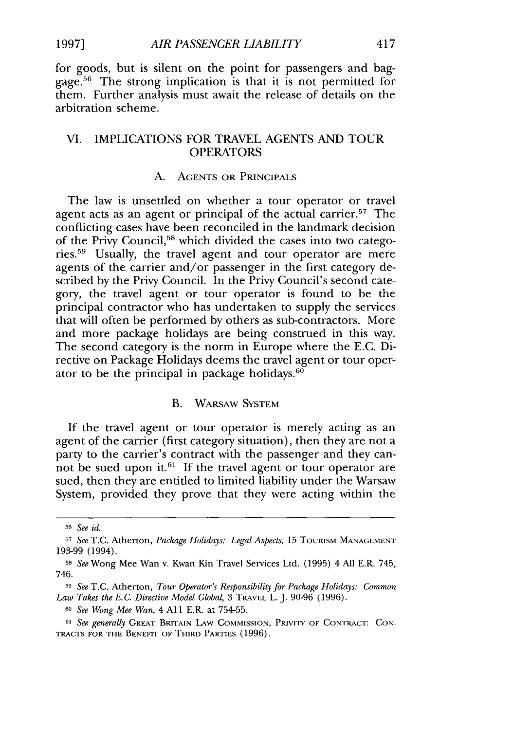for goods, but is silent on the point for passengers and baggage.[56] The strong implication is that it is not permitted for them. Further analysis must await the release of details on the arbitration scheme.

## VI. IMPLICATIONS FOR TRAVEL AGENTS AND TOUR OPERATORS

### A. Agents or Principals

The law is unsettled on whether a tour operator or travel agent acts as an agent or principal of the actual carrier.[57] The conflicting cases have been reconciled in the landmark decision of the Privy Council,[58] which divided the cases into two categories.[59] Usually, the travel agent and tour operator are mere agents of the carrier and/or passenger in the first category described by the Privy Council. In the Privy Council's second category, the travel agent or tour operator is found to be the principal contractor who has undertaken to supply the services that will often be performed by others as sub-contractors. More and more package holidays are being construed in this way. The second category is the norm in Europe where the E.C. Directive on Package Holidays deems the travel agent or tour operator to be the principal in package holidays.[60]

### B. Warsaw System

If the travel agent or tour operator is merely acting as an agent of the carrier (first category situation), then they are not a party to the carrier's contract with the passenger and they cannot be sued upon it.[61] If the travel agent or tour operator are sued, then they are entitled to limited liability under the Warsaw System, provided they prove that they were acting within the

---

[56] *See id.*

[57] *See* T.C. Atherton, *Package Holidays: Legal Aspects*, 15 Tourism Management 193-99 (1994).

[58] *See* Wong Mee Wan v. Kwan Kin Travel Services Ltd. (1995) 4 All E.R. 745, 746.

[59] *See* T.C. Atherton, *Tour Operator's Responsibility for Package Holidays: Common Law Takes the E.C. Directive Model Global*, 3 Travel L. J. 90-96 (1996).

[60] *See Wong Mee Wan*, 4 All E.R. at 754-55.

[61] *See generally* Great Britain Law Commission, Privity of Contract: Contracts for the Benefit of Third Parties (1996).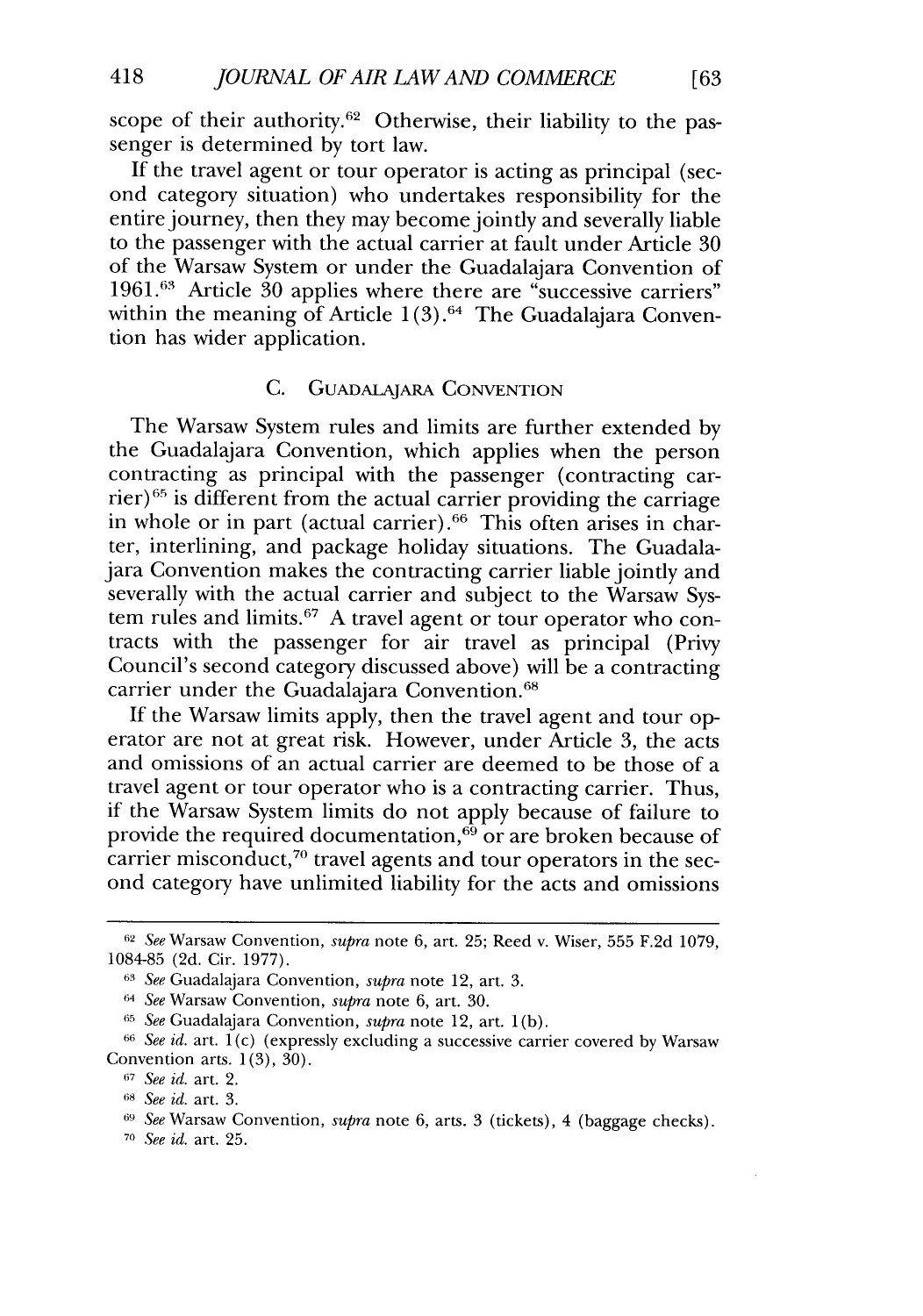scope of their authority.[62] Otherwise, their liability to the passenger is determined by tort law.

If the travel agent or tour operator is acting as principal (second category situation) who undertakes responsibility for the entire journey, then they may become jointly and severally liable to the passenger with the actual carrier at fault under Article 30 of the Warsaw System or under the Guadalajara Convention of 1961.[63] Article 30 applies where there are "successive carriers" within the meaning of Article 1(3).[64] The Guadalajara Convention has wider application.

### C. Guadalajara Convention

The Warsaw System rules and limits are further extended by the Guadalajara Convention, which applies when the person contracting as principal with the passenger (contracting carrier)[65] is different from the actual carrier providing the carriage in whole or in part (actual carrier).[66] This often arises in charter, interlining, and package holiday situations. The Guadalajara Convention makes the contracting carrier liable jointly and severally with the actual carrier and subject to the Warsaw System rules and limits.[67] A travel agent or tour operator who contracts with the passenger for air travel as principal (Privy Council's second category discussed above) will be a contracting carrier under the Guadalajara Convention.[68]

If the Warsaw limits apply, then the travel agent and tour operator are not at great risk. However, under Article 3, the acts and omissions of an actual carrier are deemed to be those of a travel agent or tour operator who is a contracting carrier. Thus, if the Warsaw System limits do not apply because of failure to provide the required documentation,[69] or are broken because of carrier misconduct,[70] travel agents and tour operators in the second category have unlimited liability for the acts and omissions

---

[62] *See* Warsaw Convention, *supra* note 6, art. 25; Reed v. Wiser, 555 F.2d 1079, 1084-85 (2d. Cir. 1977).

[63] *See* Guadalajara Convention, *supra* note 12, art. 3.

[64] *See* Warsaw Convention, *supra* note 6, art. 30.

[65] *See* Guadalajara Convention, *supra* note 12, art. 1(b).

[66] *See id.* art. 1(c) (expressly excluding a successive carrier covered by Warsaw Convention arts. 1(3), 30).

[67] *See id.* art. 2.

[68] *See id.* art. 3.

[69] *See* Warsaw Convention, *supra* note 6, arts. 3 (tickets), 4 (baggage checks).

[70] *See id.* art. 25.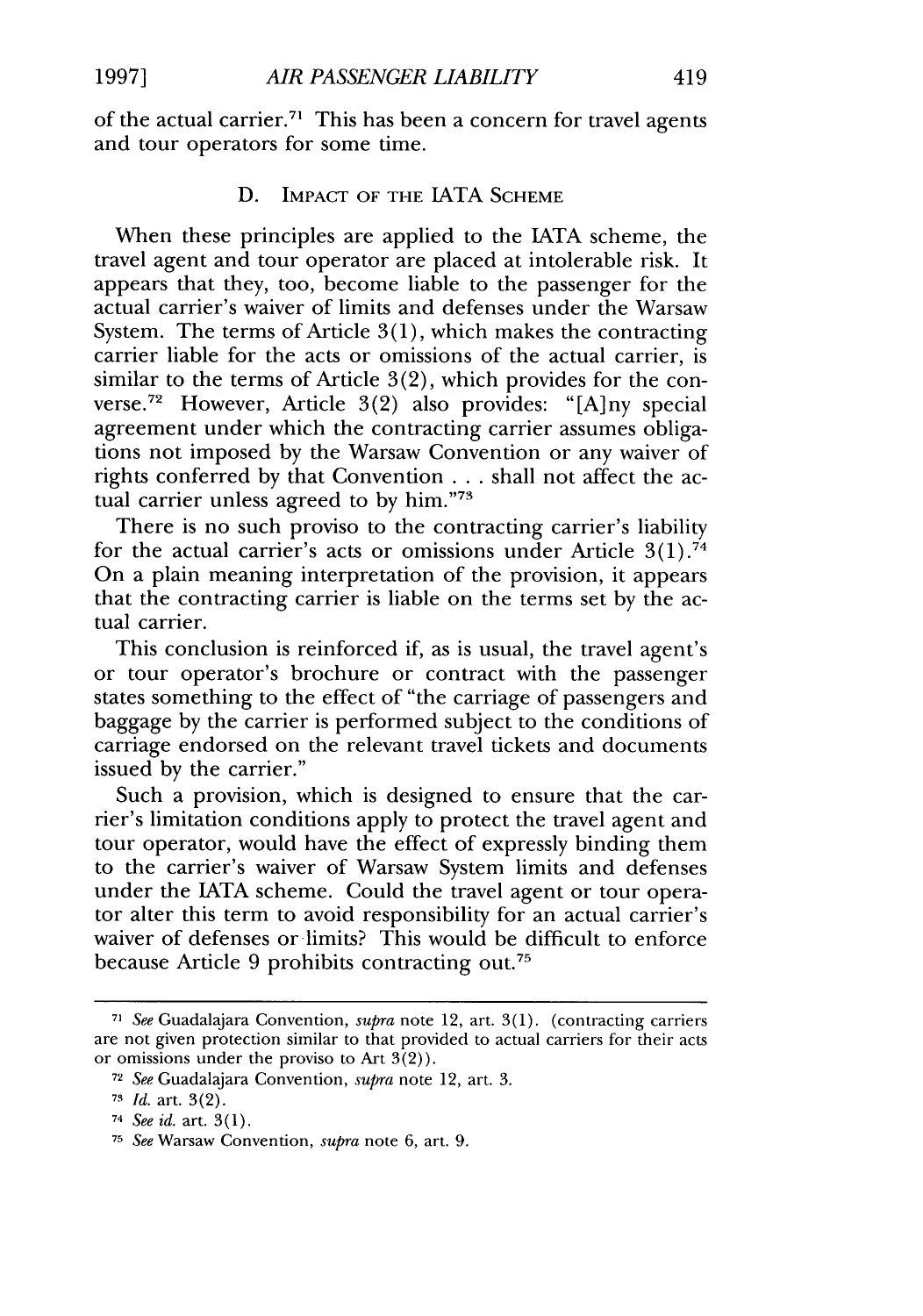of the actual carrier.[71] This has been a concern for travel agents and tour operators for some time.

### D. Impact of the IATA Scheme

When these principles are applied to the IATA scheme, the travel agent and tour operator are placed at intolerable risk. It appears that they, too, become liable to the passenger for the actual carrier's waiver of limits and defenses under the Warsaw System. The terms of Article 3(1), which makes the contracting carrier liable for the acts or omissions of the actual carrier, is similar to the terms of Article 3(2), which provides for the converse.[72] However, Article 3(2) also provides: "[A]ny special agreement under which the contracting carrier assumes obligations not imposed by the Warsaw Convention or any waiver of rights conferred by that Convention . . . shall not affect the actual carrier unless agreed to by him."[73]

There is no such proviso to the contracting carrier's liability for the actual carrier's acts or omissions under Article 3(1).[74] On a plain meaning interpretation of the provision, it appears that the contracting carrier is liable on the terms set by the actual carrier.

This conclusion is reinforced if, as is usual, the travel agent's or tour operator's brochure or contract with the passenger states something to the effect of "the carriage of passengers and baggage by the carrier is performed subject to the conditions of carriage endorsed on the relevant travel tickets and documents issued by the carrier."

Such a provision, which is designed to ensure that the carrier's limitation conditions apply to protect the travel agent and tour operator, would have the effect of expressly binding them to the carrier's waiver of Warsaw System limits and defenses under the IATA scheme. Could the travel agent or tour operator alter this term to avoid responsibility for an actual carrier's waiver of defenses or limits? This would be difficult to enforce because Article 9 prohibits contracting out.[75]

---

[71] *See* Guadalajara Convention, *supra* note 12, art. 3(1). (contracting carriers are not given protection similar to that provided to actual carriers for their acts or omissions under the proviso to Art 3(2)).

[72] *See* Guadalajara Convention, *supra* note 12, art. 3.

[73] *Id.* art. 3(2).

[74] *See id.* art. 3(1).

[75] *See* Warsaw Convention, *supra* note 6, art. 9.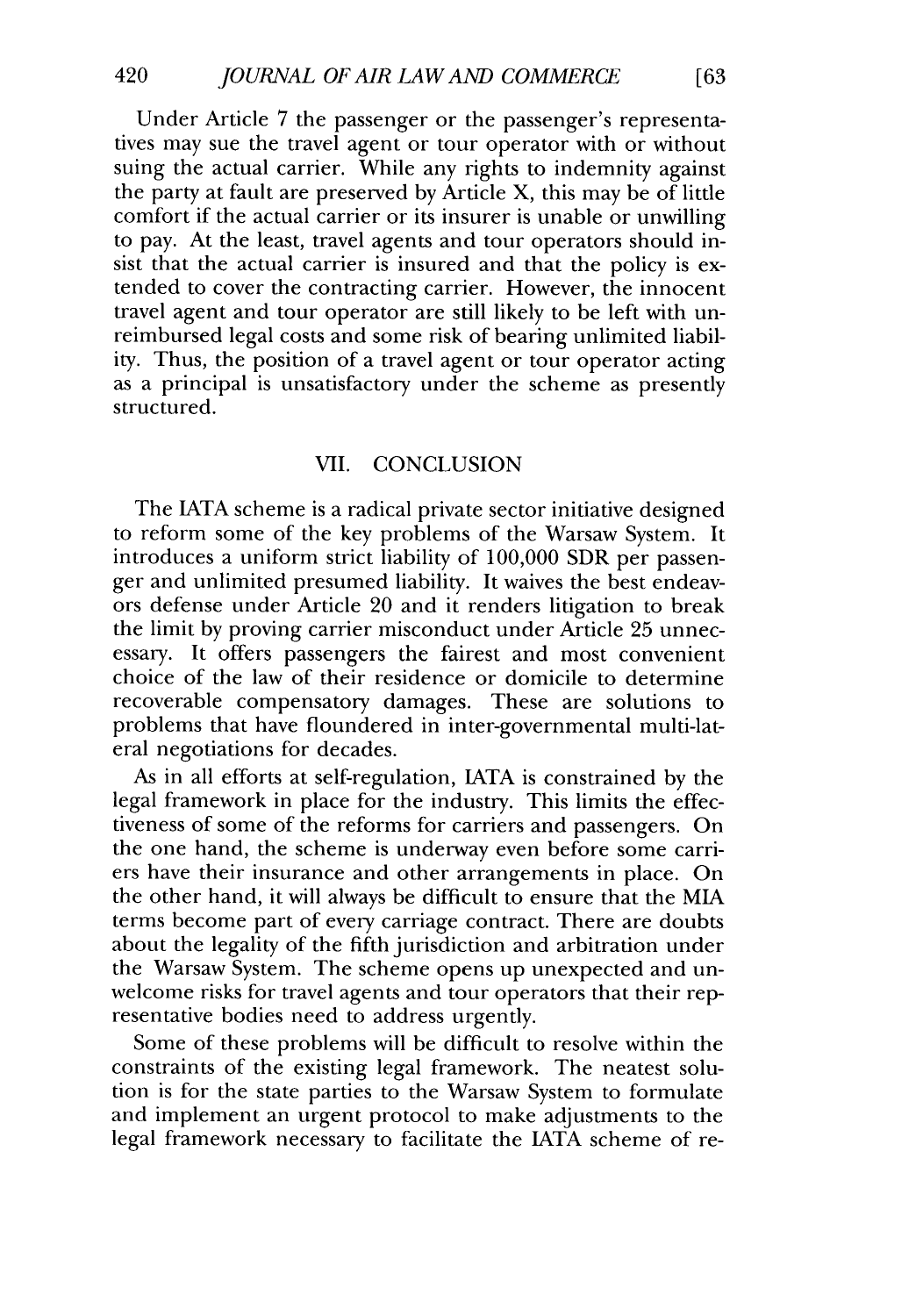Under Article 7 the passenger or the passenger's representatives may sue the travel agent or tour operator with or without suing the actual carrier. While any rights to indemnity against the party at fault are preserved by Article X, this may be of little comfort if the actual carrier or its insurer is unable or unwilling to pay. At the least, travel agents and tour operators should insist that the actual carrier is insured and that the policy is extended to cover the contracting carrier. However, the innocent travel agent and tour operator are still likely to be left with unreimbursed legal costs and some risk of bearing unlimited liability. Thus, the position of a travel agent or tour operator acting as a principal is unsatisfactory under the scheme as presently structured.

## VII. CONCLUSION

The IATA scheme is a radical private sector initiative designed to reform some of the key problems of the Warsaw System. It introduces a uniform strict liability of 100,000 SDR per passenger and unlimited presumed liability. It waives the best endeavors defense under Article 20 and it renders litigation to break the limit by proving carrier misconduct under Article 25 unnecessary. It offers passengers the fairest and most convenient choice of the law of their residence or domicile to determine recoverable compensatory damages. These are solutions to problems that have floundered in inter-governmental multi-lateral negotiations for decades.

As in all efforts at self-regulation, IATA is constrained by the legal framework in place for the industry. This limits the effectiveness of some of the reforms for carriers and passengers. On the one hand, the scheme is underway even before some carriers have their insurance and other arrangements in place. On the other hand, it will always be difficult to ensure that the MIA terms become part of every carriage contract. There are doubts about the legality of the fifth jurisdiction and arbitration under the Warsaw System. The scheme opens up unexpected and unwelcome risks for travel agents and tour operators that their representative bodies need to address urgently.

Some of these problems will be difficult to resolve within the constraints of the existing legal framework. The neatest solution is for the state parties to the Warsaw System to formulate and implement an urgent protocol to make adjustments to the legal framework necessary to facilitate the IATA scheme of re-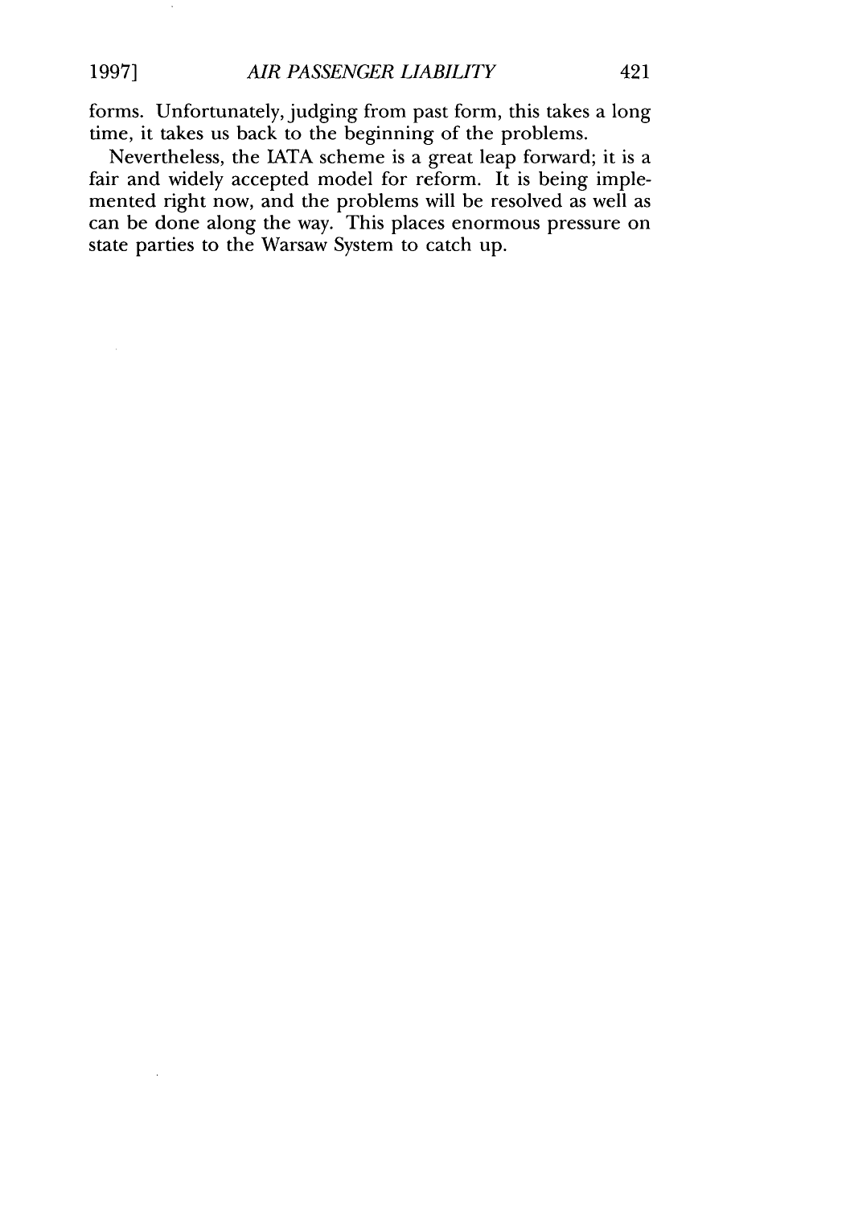forms. Unfortunately, judging from past form, this takes a long time, it takes us back to the beginning of the problems.

Nevertheless, the IATA scheme is a great leap forward; it is a fair and widely accepted model for reform. It is being implemented right now, and the problems will be resolved as well as can be done along the way. This places enormous pressure on state parties to the Warsaw System to catch up.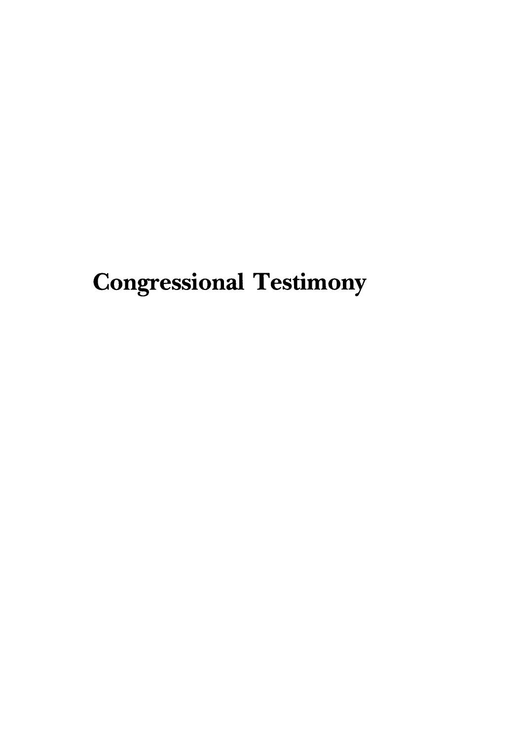# Congressional Testimony